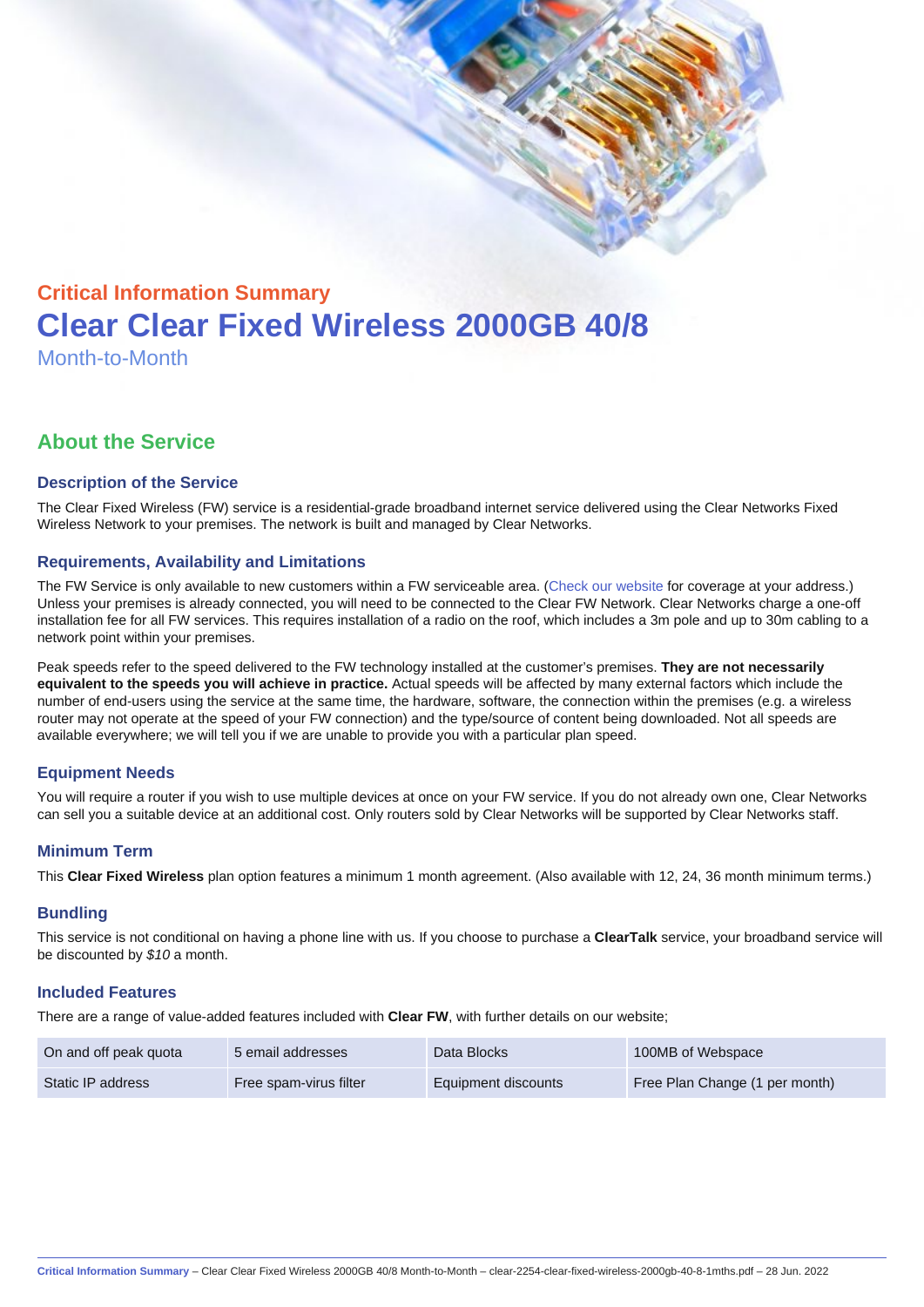## Critical Information Summary

# Clear Clear Fixed Wireless 2000GB 40/8

Month-to-Month

## About the Service

### Description of the Service

The Clear Fixed Wireless (FW) service is a residential-grade broadband internet service delivered using the Clear Networks Fixed Wireless Network to your premises. The network is built and managed by Clear Networks.

### Requirements, Availability and Limitations

The FW Service is only available to new customers within a FW serviceable area. (Check our website for coverage at your address.) Unless your premises is already connected, you will need to be connected to the Clear FW Network. Clear Networks charge a one-off installation fee for all FW services. This requires installation of a radio on the roof, which includes a 3m pole and up to 30m cabling to a network point within your premises.

Peak speeds refer to the speed delivered to the FW technology installed at the customer's premises. **They are not necessarily equivalent to the speeds you will achieve in practice.** Actual speeds will be affected by many external factors which include the number of end-users using the service at the same time, the hardware, software, the connection within the premises (e.g. a wireless router may not operate at the speed of your FW connection) and the type/source of content being downloaded. Not all speeds are available everywhere; we will tell you if we are unable to provide you with a particular plan speed.

### Equipment Needs

You will require a router if you wish to use multiple devices at once on your FW service. If you do not already own one, Clear Networks can sell you a suitable device at an additional cost. Only routers sold by Clear Networks will be supported by Clear Networks staff.

### Minimum Term

This **Clear Fixed Wireless** plan option features a minimum 1 month agreement. (Also available with 12, 24, 36 month minimum terms.)

### Bundling

This service is not conditional on having a phone line with us. If you choose to purchase a **ClearTalk** service, your broadband service will be discounted by *$10* a month.

### Included Features

There are a range of value-added features included with **Clear FW**, with further details on our website;

| On and off peak quota | 5 email addresses | Data Blocks | 100MB of Webspace |
|---|---|---|---|
| Static IP address | Free spam-virus filter | Equipment discounts | Free Plan Change (1 per month) |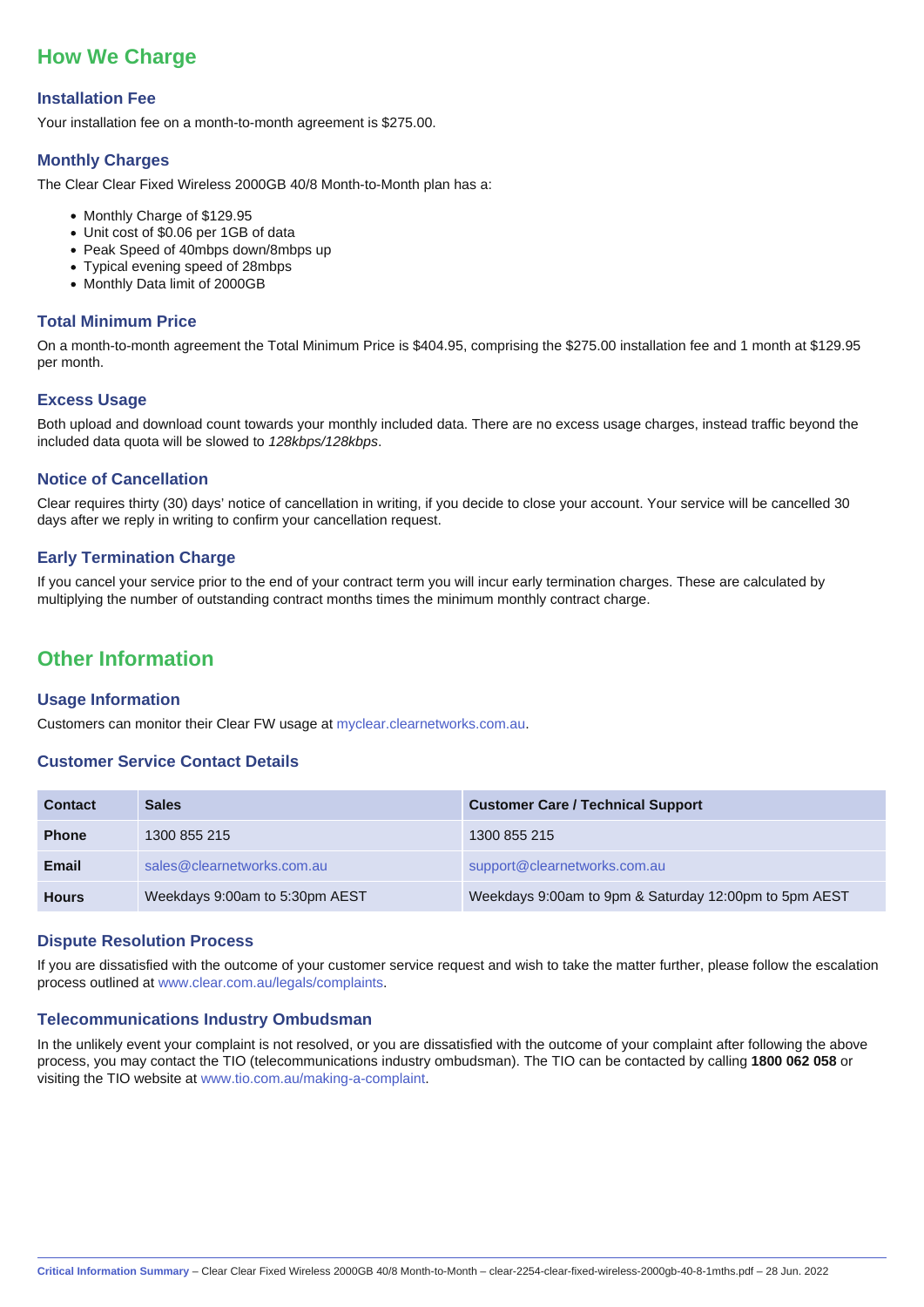## How We Charge

### Installation Fee

Your installation fee on a month-to-month agreement is $275.00.

### Monthly Charges

The Clear Clear Fixed Wireless 2000GB 40/8 Month-to-Month plan has a:

- Monthly Charge of $129.95
- Unit cost of $0.06 per 1GB of data
- Peak Speed of 40mbps down/8mbps up
- Typical evening speed of 28mbps
- Monthly Data limit of 2000GB

### Total Minimum Price

On a month-to-month agreement the Total Minimum Price is $404.95, comprising the $275.00 installation fee and 1 month at $129.95 per month.

### Excess Usage

Both upload and download count towards your monthly included data. There are no excess usage charges, instead traffic beyond the included data quota will be slowed to *128kbps/128kbps*.

### Notice of Cancellation

Clear requires thirty (30) days' notice of cancellation in writing, if you decide to close your account. Your service will be cancelled 30 days after we reply in writing to confirm your cancellation request.

### Early Termination Charge

If you cancel your service prior to the end of your contract term you will incur early termination charges. These are calculated by multiplying the number of outstanding contract months times the minimum monthly contract charge.

## Other Information

### Usage Information

Customers can monitor their Clear FW usage at myclear.clearnetworks.com.au.

### Customer Service Contact Details

| Contact | Sales | Customer Care / Technical Support |
|---|---|---|
| **Phone** | 1300 855 215 | 1300 855 215 |
| **Email** | sales@clearnetworks.com.au | support@clearnetworks.com.au |
| **Hours** | Weekdays 9:00am to 5:30pm AEST | Weekdays 9:00am to 9pm & Saturday 12:00pm to 5pm AEST |

### Dispute Resolution Process

If you are dissatisfied with the outcome of your customer service request and wish to take the matter further, please follow the escalation process outlined at www.clear.com.au/legals/complaints.

### Telecommunications Industry Ombudsman

In the unlikely event your complaint is not resolved, or you are dissatisfied with the outcome of your complaint after following the above process, you may contact the TIO (telecommunications industry ombudsman). The TIO can be contacted by calling **1800 062 058** or visiting the TIO website at www.tio.com.au/making-a-complaint.